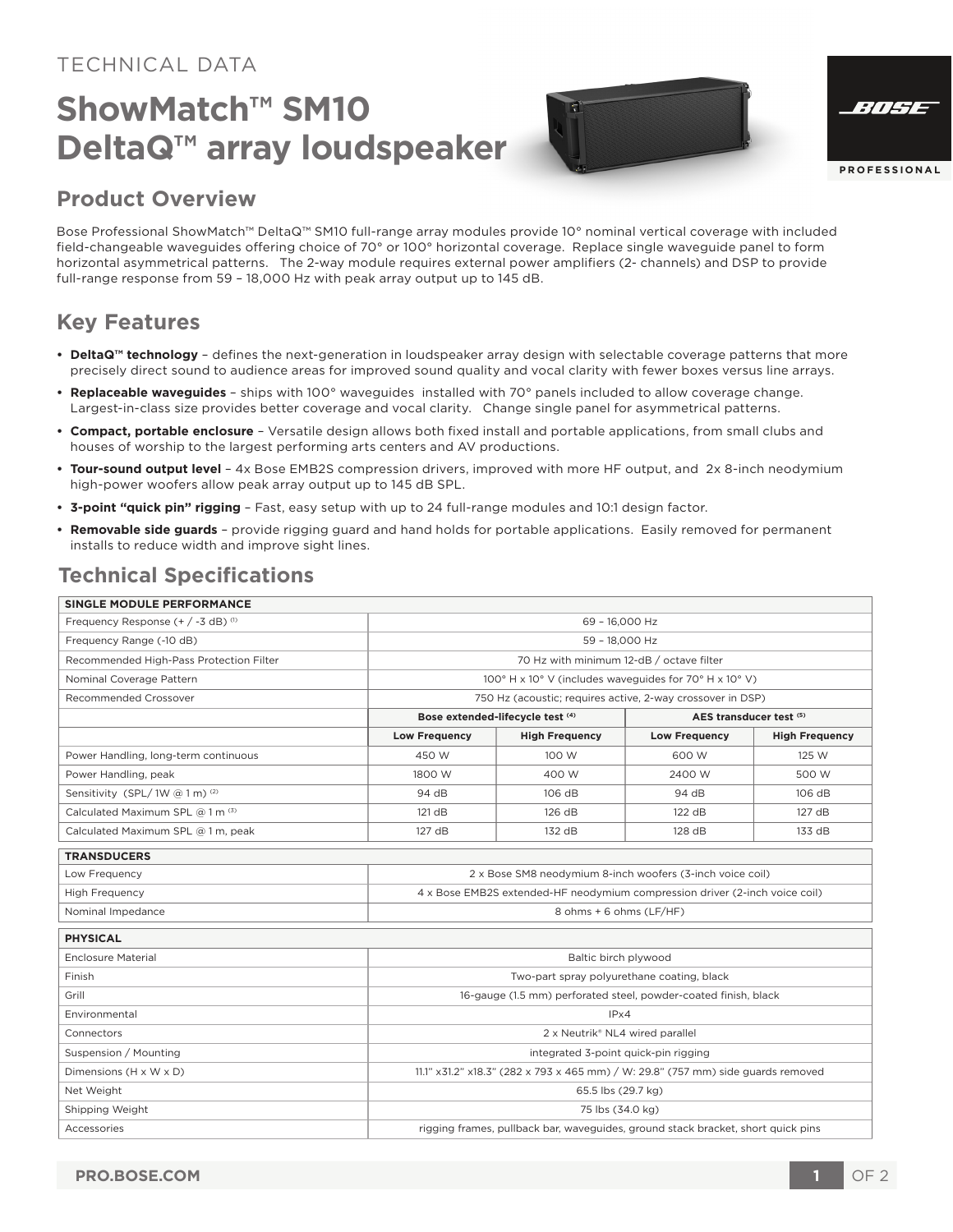TECHNICAL DATA

# ShowMatch™ SM10 DeltaQ™ array loudspeaker

## Product Overview

Bose Professional ShowMatch™ DeltaQ™ SM10 full-range array modules provide 10° nominal vertical coverage with included field-changeable waveguides offering choice of 70° or 100° horizontal coverage. Replace single waveguide panel to form horizontal asymmetrical patterns. The 2-way module requires external power amplifiers (2- channels) and DSP to provide full-range response from 59 – 18,000 Hz with peak array output up to 145 dB.

## Key Features

- **DeltaQ™ technology** – defines the next-generation in loudspeaker array design with selectable coverage patterns that more precisely direct sound to audience areas for improved sound quality and vocal clarity with fewer boxes versus line arrays.
- **Replaceable waveguides** – ships with 100° waveguides installed with 70° panels included to allow coverage change. Largest-in-class size provides better coverage and vocal clarity. Change single panel for asymmetrical patterns.
- **Compact, portable enclosure** – Versatile design allows both fixed install and portable applications, from small clubs and houses of worship to the largest performing arts centers and AV productions.
- **Tour-sound output level** – 4x Bose EMB2S compression drivers, improved with more HF output, and 2x 8-inch neodymium high-power woofers allow peak array output up to 145 dB SPL.
- **3-point "quick pin" rigging** – Fast, easy setup with up to 24 full-range modules and 10:1 design factor.
- **Removable side guards** – provide rigging guard and hand holds for portable applications. Easily removed for permanent installs to reduce width and improve sight lines.

## Technical Specifications

| SINGLE MODULE PERFORMANCE | | | | |
|---|---|---|---|---|
| Frequency Response (+ / -3 dB) [1] | 69 – 16,000 Hz | | | |
| Frequency Range (-10 dB) | 59 – 18,000 Hz | | | |
| Recommended High-Pass Protection Filter | 70 Hz with minimum 12-dB / octave filter | | | |
| Nominal Coverage Pattern | 100° H x 10° V (includes waveguides for 70° H x 10° V) | | | |
| Recommended Crossover | 750 Hz (acoustic; requires active, 2-way crossover in DSP) | | | |
| | **Bose extended-lifecycle test [4]** | | **AES transducer test [5]** | |
| | **Low Frequency** | **High Frequency** | **Low Frequency** | **High Frequency** |
| Power Handling, long-term continuous | 450 W | 100 W | 600 W | 125 W |
| Power Handling, peak | 1800 W | 400 W | 2400 W | 500 W |
| Sensitivity (SPL/ 1W @ 1 m) [2] | 94 dB | 106 dB | 94 dB | 106 dB |
| Calculated Maximum SPL @ 1 m [3] | 121 dB | 126 dB | 122 dB | 127 dB |
| Calculated Maximum SPL @ 1 m, peak | 127 dB | 132 dB | 128 dB | 133 dB |

| TRANSDUCERS | |
|---|---|
| Low Frequency | 2 x Bose SM8 neodymium 8-inch woofers (3-inch voice coil) |
| High Frequency | 4 x Bose EMB2S extended-HF neodymium compression driver (2-inch voice coil) |
| Nominal Impedance | 8 ohms + 6 ohms (LF/HF) |

| PHYSICAL | |
|---|---|
| Enclosure Material | Baltic birch plywood |
| Finish | Two-part spray polyurethane coating, black |
| Grill | 16-gauge (1.5 mm) perforated steel, powder-coated finish, black |
| Environmental | IPx4 |
| Connectors | 2 x Neutrik® NL4 wired parallel |
| Suspension / Mounting | integrated 3-point quick-pin rigging |
| Dimensions (H x W x D) | 11.1" x31.2" x18.3" (282 x 793 x 465 mm) / W: 29.8" (757 mm) side guards removed |
| Net Weight | 65.5 lbs (29.7 kg) |
| Shipping Weight | 75 lbs (34.0 kg) |
| Accessories | rigging frames, pullback bar, waveguides, ground stack bracket, short quick pins |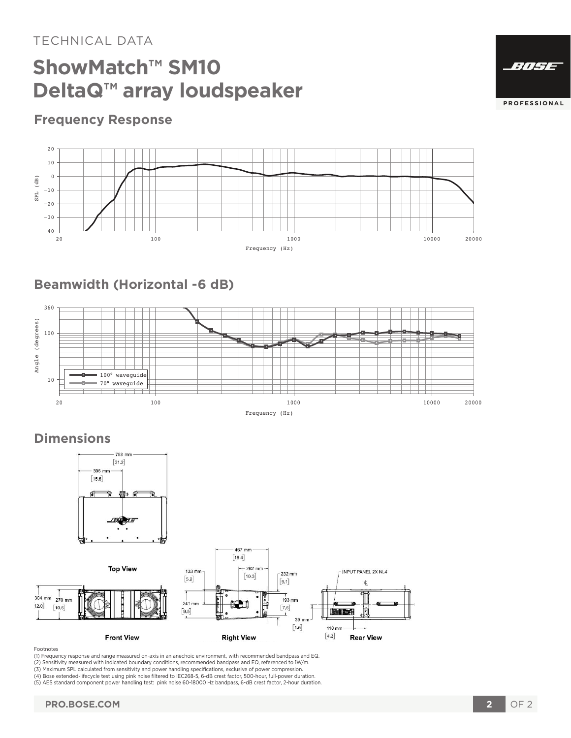TECHNICAL DATA

# ShowMatch™ SM10 DeltaQ™ array loudspeaker

BOSE PROFESSIONAL

## Frequency Response

SPL (dB)

20
10
0
−10
−20
−30
−40

20 100 1000 10000 20000

Frequency (Hz)

## Beamwidth (Horizontal -6 dB)

Angle (degrees)

360
100
10

100° waveguide
70° waveguide

20 100 1000 10000 20000

Frequency (Hz)

## Dimensions

793 mm [31.2]
396 mm [15.6]

Top View

304 mm [12.0]
270 mm [10.6]

Front View

467 mm [18.4]
262 mm [10.3]
133 mm [5.2]
232 mm [9.1]
241 mm [9.5]
193 mm [7.6]
39 mm [1.5]

Right View

INPUT PANEL 2X NL4
110 mm [4.3]

Rear View

Footnotes
(1) Frequency response and range measured on-axis in an anechoic environment, with recommended bandpass and EQ.
(2) Sensitivity measured with indicated boundary conditions, recommended bandpass and EQ, referenced to 1W/m.
(3) Maximum SPL calculated from sensitivity and power handling specifications, exclusive of power compression.
(4) Bose extended-lifecycle test using pink noise filtered to IEC268-5, 6-dB crest factor, 500-hour, full-power duration.
(5) AES standard component power handling test: pink noise 60-18000 Hz bandpass, 6-dB crest factor, 2-hour duration.

PRO.BOSE.COM